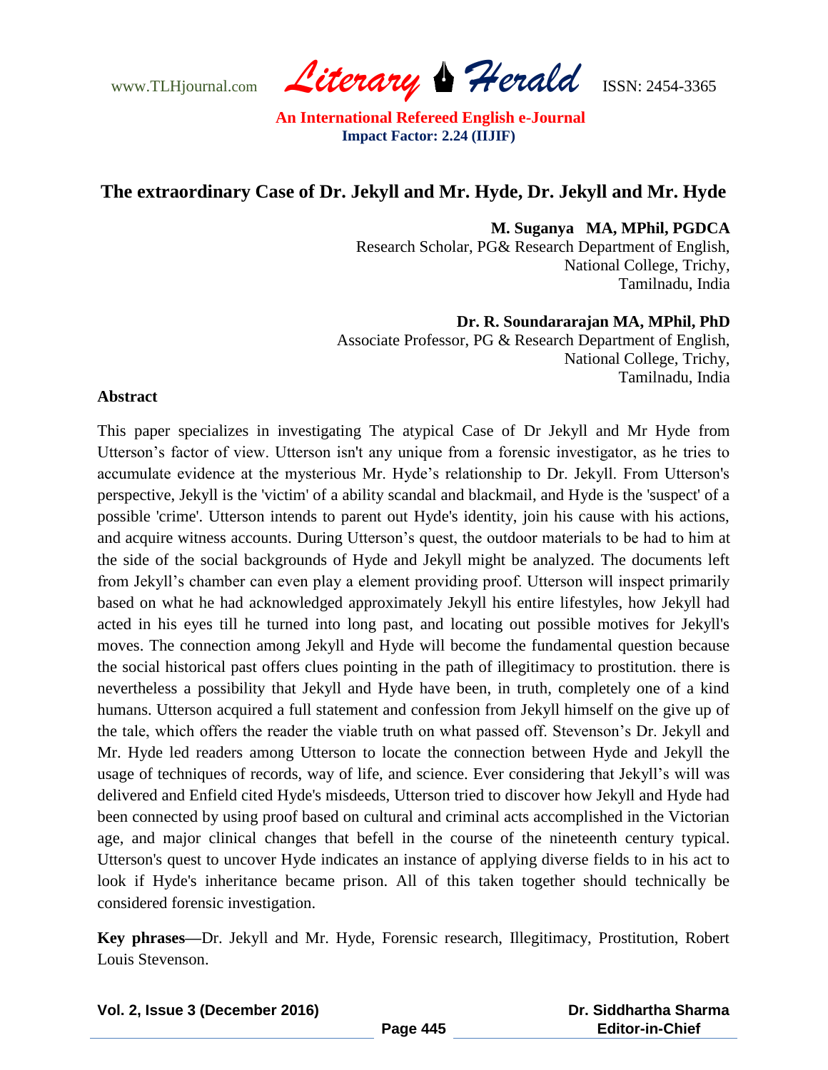# The extraordinary Case of Dr. Jekyll and Mr. Hyde, Dr. Jekyll and Mr. Hyde

**M. Suganya MA, MPhil, PGDCA**
Research Scholar, PG& Research Department of English,
National College, Trichy,
Tamilnadu, India

**Dr. R. Soundararajan MA, MPhil, PhD**
Associate Professor, PG & Research Department of English,
National College, Trichy,
Tamilnadu, India

## Abstract

This paper specializes in investigating The atypical Case of Dr Jekyll and Mr Hyde from Utterson's factor of view. Utterson isn't any unique from a forensic investigator, as he tries to accumulate evidence at the mysterious Mr. Hyde's relationship to Dr. Jekyll. From Utterson's perspective, Jekyll is the 'victim' of a ability scandal and blackmail, and Hyde is the 'suspect' of a possible 'crime'. Utterson intends to parent out Hyde's identity, join his cause with his actions, and acquire witness accounts. During Utterson's quest, the outdoor materials to be had to him at the side of the social backgrounds of Hyde and Jekyll might be analyzed. The documents left from Jekyll's chamber can even play a element providing proof. Utterson will inspect primarily based on what he had acknowledged approximately Jekyll his entire lifestyles, how Jekyll had acted in his eyes till he turned into long past, and locating out possible motives for Jekyll's moves. The connection among Jekyll and Hyde will become the fundamental question because the social historical past offers clues pointing in the path of illegitimacy to prostitution. there is nevertheless a possibility that Jekyll and Hyde have been, in truth, completely one of a kind humans. Utterson acquired a full statement and confession from Jekyll himself on the give up of the tale, which offers the reader the viable truth on what passed off. Stevenson's Dr. Jekyll and Mr. Hyde led readers among Utterson to locate the connection between Hyde and Jekyll the usage of techniques of records, way of life, and science. Ever considering that Jekyll's will was delivered and Enfield cited Hyde's misdeeds, Utterson tried to discover how Jekyll and Hyde had been connected by using proof based on cultural and criminal acts accomplished in the Victorian age, and major clinical changes that befell in the course of the nineteenth century typical. Utterson's quest to uncover Hyde indicates an instance of applying diverse fields to in his act to look if Hyde's inheritance became prison. All of this taken together should technically be considered forensic investigation.

**Key phrases**—Dr. Jekyll and Mr. Hyde, Forensic research, Illegitimacy, Prostitution, Robert Louis Stevenson.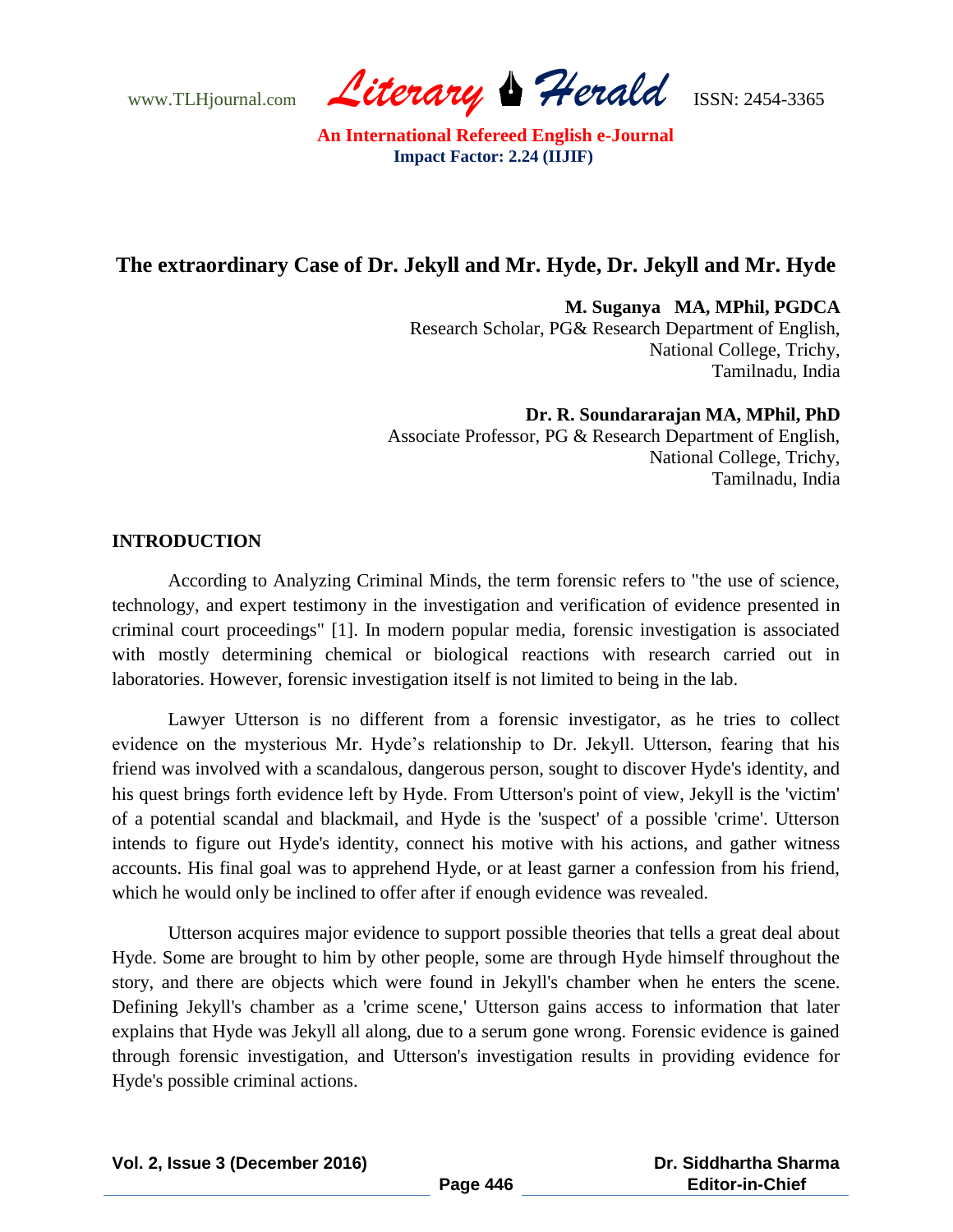# The extraordinary Case of Dr. Jekyll and Mr. Hyde, Dr. Jekyll and Mr. Hyde

**M. Suganya MA, MPhil, PGDCA**
Research Scholar, PG& Research Department of English,
National College, Trichy,
Tamilnadu, India

**Dr. R. Soundararajan MA, MPhil, PhD**
Associate Professor, PG & Research Department of English,
National College, Trichy,
Tamilnadu, India

## INTRODUCTION

According to Analyzing Criminal Minds, the term forensic refers to "the use of science, technology, and expert testimony in the investigation and verification of evidence presented in criminal court proceedings" [1]. In modern popular media, forensic investigation is associated with mostly determining chemical or biological reactions with research carried out in laboratories. However, forensic investigation itself is not limited to being in the lab.

Lawyer Utterson is no different from a forensic investigator, as he tries to collect evidence on the mysterious Mr. Hyde's relationship to Dr. Jekyll. Utterson, fearing that his friend was involved with a scandalous, dangerous person, sought to discover Hyde's identity, and his quest brings forth evidence left by Hyde. From Utterson's point of view, Jekyll is the 'victim' of a potential scandal and blackmail, and Hyde is the 'suspect' of a possible 'crime'. Utterson intends to figure out Hyde's identity, connect his motive with his actions, and gather witness accounts. His final goal was to apprehend Hyde, or at least garner a confession from his friend, which he would only be inclined to offer after if enough evidence was revealed.

Utterson acquires major evidence to support possible theories that tells a great deal about Hyde. Some are brought to him by other people, some are through Hyde himself throughout the story, and there are objects which were found in Jekyll's chamber when he enters the scene. Defining Jekyll's chamber as a 'crime scene,' Utterson gains access to information that later explains that Hyde was Jekyll all along, due to a serum gone wrong. Forensic evidence is gained through forensic investigation, and Utterson's investigation results in providing evidence for Hyde's possible criminal actions.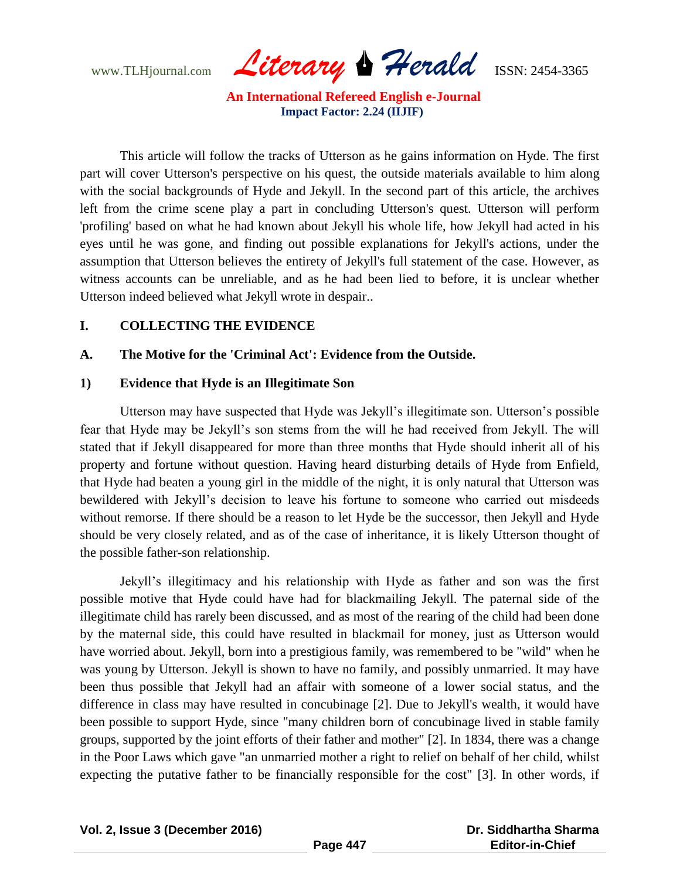This article will follow the tracks of Utterson as he gains information on Hyde. The first part will cover Utterson's perspective on his quest, the outside materials available to him along with the social backgrounds of Hyde and Jekyll. In the second part of this article, the archives left from the crime scene play a part in concluding Utterson's quest. Utterson will perform 'profiling' based on what he had known about Jekyll his whole life, how Jekyll had acted in his eyes until he was gone, and finding out possible explanations for Jekyll's actions, under the assumption that Utterson believes the entirety of Jekyll's full statement of the case. However, as witness accounts can be unreliable, and as he had been lied to before, it is unclear whether Utterson indeed believed what Jekyll wrote in despair..

## I. COLLECTING THE EVIDENCE

### A. The Motive for the 'Criminal Act': Evidence from the Outside.

#### 1) Evidence that Hyde is an Illegitimate Son

Utterson may have suspected that Hyde was Jekyll's illegitimate son. Utterson's possible fear that Hyde may be Jekyll's son stems from the will he had received from Jekyll. The will stated that if Jekyll disappeared for more than three months that Hyde should inherit all of his property and fortune without question. Having heard disturbing details of Hyde from Enfield, that Hyde had beaten a young girl in the middle of the night, it is only natural that Utterson was bewildered with Jekyll's decision to leave his fortune to someone who carried out misdeeds without remorse. If there should be a reason to let Hyde be the successor, then Jekyll and Hyde should be very closely related, and as of the case of inheritance, it is likely Utterson thought of the possible father-son relationship.

Jekyll's illegitimacy and his relationship with Hyde as father and son was the first possible motive that Hyde could have had for blackmailing Jekyll. The paternal side of the illegitimate child has rarely been discussed, and as most of the rearing of the child had been done by the maternal side, this could have resulted in blackmail for money, just as Utterson would have worried about. Jekyll, born into a prestigious family, was remembered to be "wild" when he was young by Utterson. Jekyll is shown to have no family, and possibly unmarried. It may have been thus possible that Jekyll had an affair with someone of a lower social status, and the difference in class may have resulted in concubinage [2]. Due to Jekyll's wealth, it would have been possible to support Hyde, since "many children born of concubinage lived in stable family groups, supported by the joint efforts of their father and mother" [2]. In 1834, there was a change in the Poor Laws which gave "an unmarried mother a right to relief on behalf of her child, whilst expecting the putative father to be financially responsible for the cost" [3]. In other words, if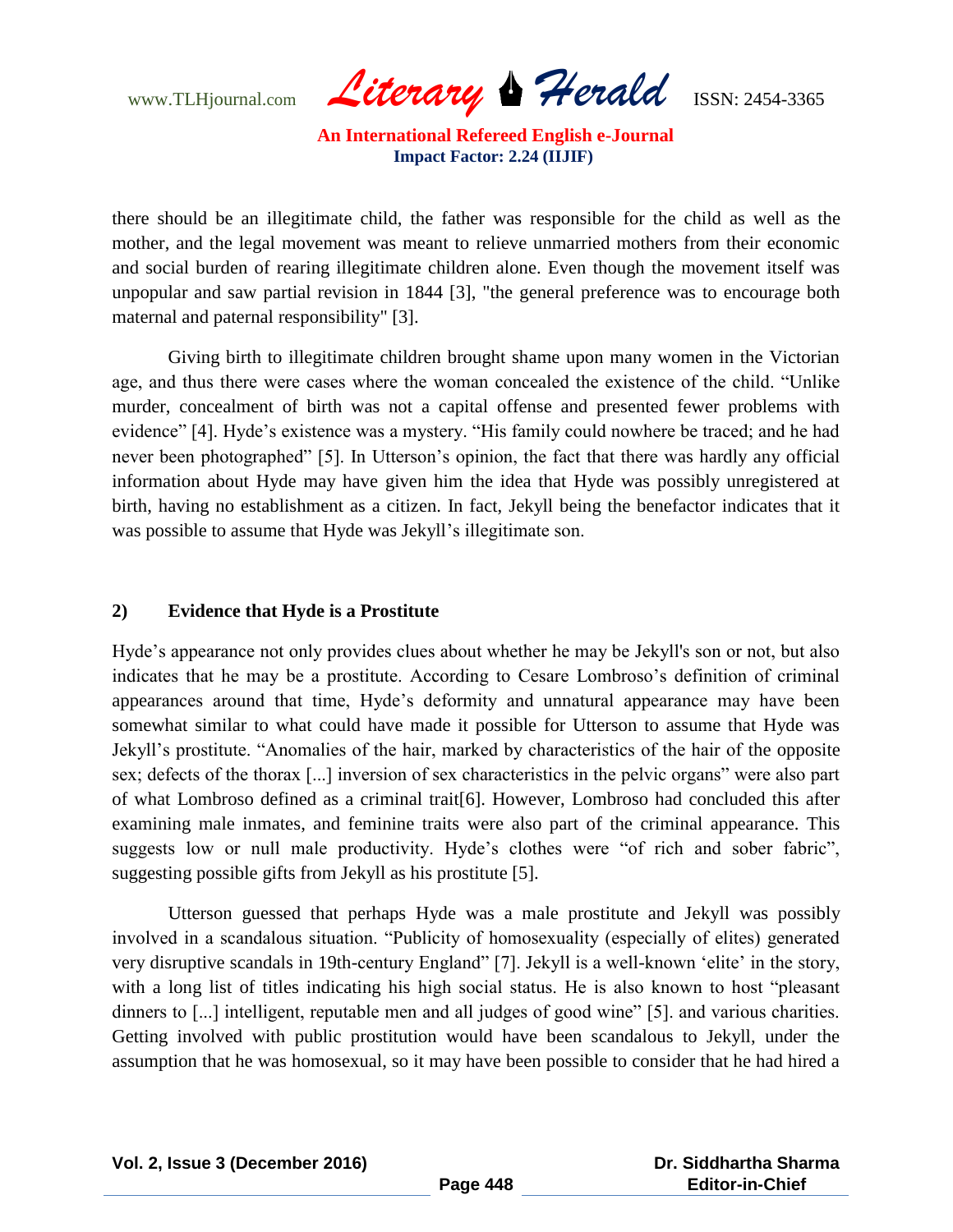there should be an illegitimate child, the father was responsible for the child as well as the mother, and the legal movement was meant to relieve unmarried mothers from their economic and social burden of rearing illegitimate children alone. Even though the movement itself was unpopular and saw partial revision in 1844 [3], "the general preference was to encourage both maternal and paternal responsibility" [3].

Giving birth to illegitimate children brought shame upon many women in the Victorian age, and thus there were cases where the woman concealed the existence of the child. "Unlike murder, concealment of birth was not a capital offense and presented fewer problems with evidence" [4]. Hyde's existence was a mystery. "His family could nowhere be traced; and he had never been photographed" [5]. In Utterson's opinion, the fact that there was hardly any official information about Hyde may have given him the idea that Hyde was possibly unregistered at birth, having no establishment as a citizen. In fact, Jekyll being the benefactor indicates that it was possible to assume that Hyde was Jekyll's illegitimate son.

## 2) Evidence that Hyde is a Prostitute

Hyde's appearance not only provides clues about whether he may be Jekyll's son or not, but also indicates that he may be a prostitute. According to Cesare Lombroso's definition of criminal appearances around that time, Hyde's deformity and unnatural appearance may have been somewhat similar to what could have made it possible for Utterson to assume that Hyde was Jekyll's prostitute. "Anomalies of the hair, marked by characteristics of the hair of the opposite sex; defects of the thorax [...] inversion of sex characteristics in the pelvic organs" were also part of what Lombroso defined as a criminal trait[6]. However, Lombroso had concluded this after examining male inmates, and feminine traits were also part of the criminal appearance. This suggests low or null male productivity. Hyde's clothes were "of rich and sober fabric", suggesting possible gifts from Jekyll as his prostitute [5].

Utterson guessed that perhaps Hyde was a male prostitute and Jekyll was possibly involved in a scandalous situation. "Publicity of homosexuality (especially of elites) generated very disruptive scandals in 19th-century England" [7]. Jekyll is a well-known 'elite' in the story, with a long list of titles indicating his high social status. He is also known to host "pleasant dinners to [...] intelligent, reputable men and all judges of good wine" [5]. and various charities. Getting involved with public prostitution would have been scandalous to Jekyll, under the assumption that he was homosexual, so it may have been possible to consider that he had hired a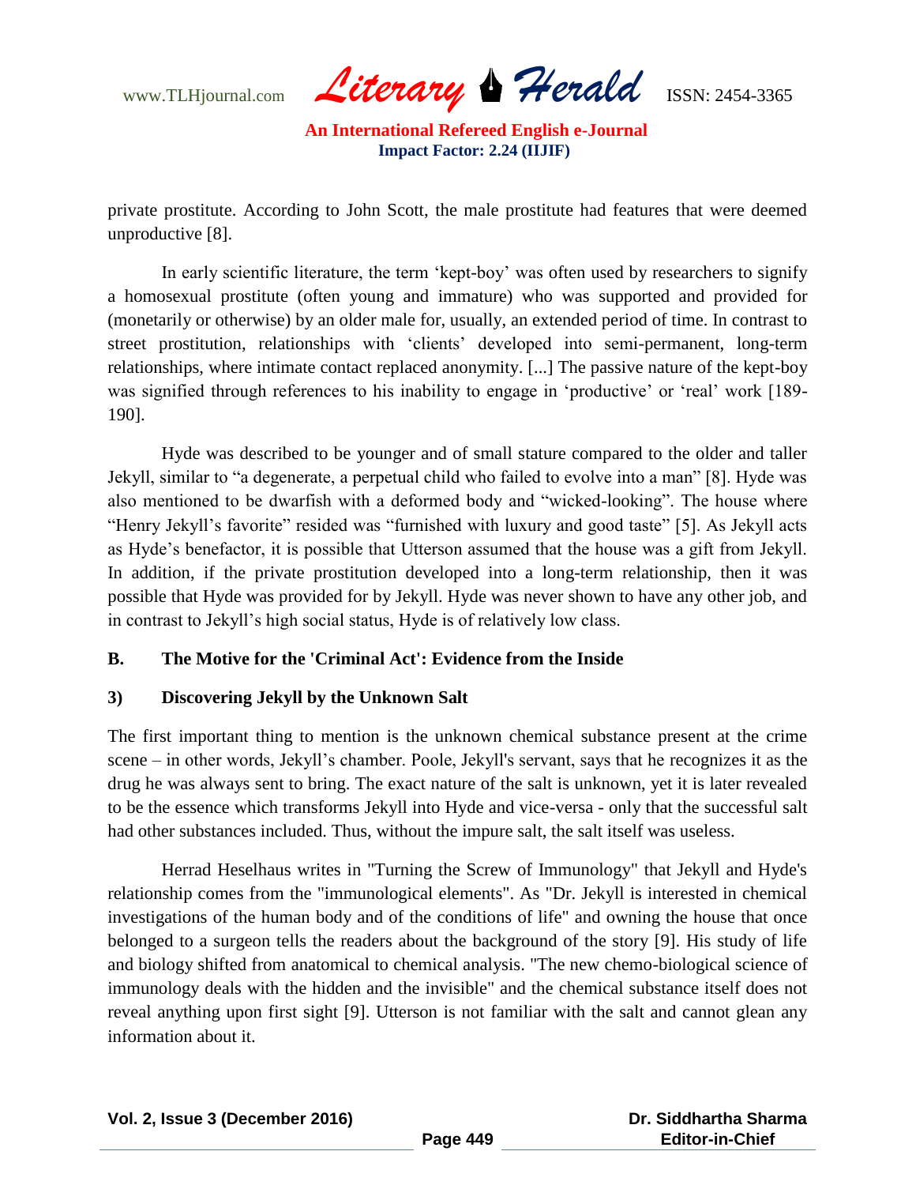private prostitute. According to John Scott, the male prostitute had features that were deemed unproductive [8].

> In early scientific literature, the term 'kept-boy' was often used by researchers to signify a homosexual prostitute (often young and immature) who was supported and provided for (monetarily or otherwise) by an older male for, usually, an extended period of time. In contrast to street prostitution, relationships with 'clients' developed into semi-permanent, long-term relationships, where intimate contact replaced anonymity. [...] The passive nature of the kept-boy was signified through references to his inability to engage in 'productive' or 'real' work [189-190].

Hyde was described to be younger and of small stature compared to the older and taller Jekyll, similar to "a degenerate, a perpetual child who failed to evolve into a man" [8]. Hyde was also mentioned to be dwarfish with a deformed body and "wicked-looking". The house where "Henry Jekyll's favorite" resided was "furnished with luxury and good taste" [5]. As Jekyll acts as Hyde's benefactor, it is possible that Utterson assumed that the house was a gift from Jekyll. In addition, if the private prostitution developed into a long-term relationship, then it was possible that Hyde was provided for by Jekyll. Hyde was never shown to have any other job, and in contrast to Jekyll's high social status, Hyde is of relatively low class.

### B. The Motive for the 'Criminal Act': Evidence from the Inside

#### 3) Discovering Jekyll by the Unknown Salt

The first important thing to mention is the unknown chemical substance present at the crime scene – in other words, Jekyll's chamber. Poole, Jekyll's servant, says that he recognizes it as the drug he was always sent to bring. The exact nature of the salt is unknown, yet it is later revealed to be the essence which transforms Jekyll into Hyde and vice-versa - only that the successful salt had other substances included. Thus, without the impure salt, the salt itself was useless.

Herrad Heselhaus writes in "Turning the Screw of Immunology" that Jekyll and Hyde's relationship comes from the "immunological elements". As "Dr. Jekyll is interested in chemical investigations of the human body and of the conditions of life" and owning the house that once belonged to a surgeon tells the readers about the background of the story [9]. His study of life and biology shifted from anatomical to chemical analysis. "The new chemo-biological science of immunology deals with the hidden and the invisible" and the chemical substance itself does not reveal anything upon first sight [9]. Utterson is not familiar with the salt and cannot glean any information about it.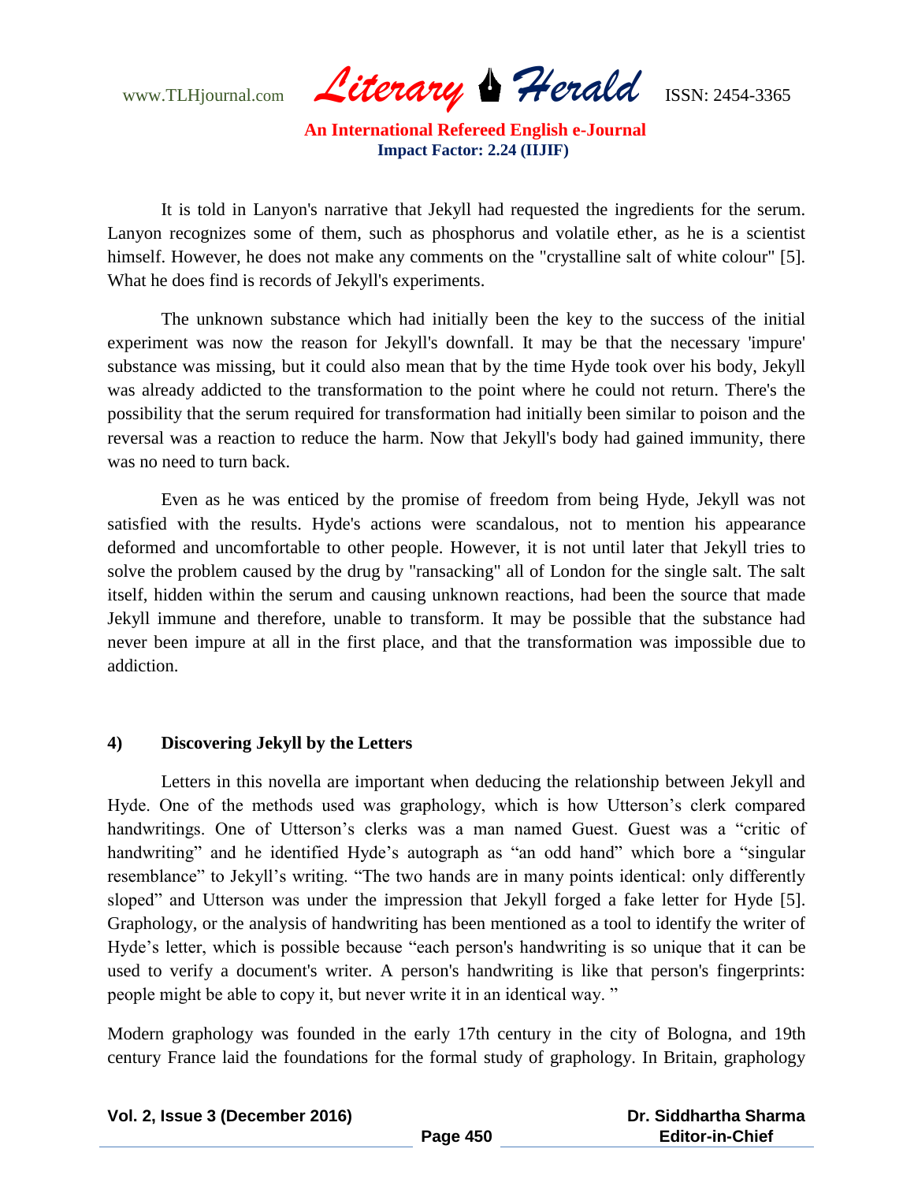It is told in Lanyon's narrative that Jekyll had requested the ingredients for the serum. Lanyon recognizes some of them, such as phosphorus and volatile ether, as he is a scientist himself. However, he does not make any comments on the "crystalline salt of white colour" [5]. What he does find is records of Jekyll's experiments.

The unknown substance which had initially been the key to the success of the initial experiment was now the reason for Jekyll's downfall. It may be that the necessary 'impure' substance was missing, but it could also mean that by the time Hyde took over his body, Jekyll was already addicted to the transformation to the point where he could not return. There's the possibility that the serum required for transformation had initially been similar to poison and the reversal was a reaction to reduce the harm. Now that Jekyll's body had gained immunity, there was no need to turn back.

Even as he was enticed by the promise of freedom from being Hyde, Jekyll was not satisfied with the results. Hyde's actions were scandalous, not to mention his appearance deformed and uncomfortable to other people. However, it is not until later that Jekyll tries to solve the problem caused by the drug by "ransacking" all of London for the single salt. The salt itself, hidden within the serum and causing unknown reactions, had been the source that made Jekyll immune and therefore, unable to transform. It may be possible that the substance had never been impure at all in the first place, and that the transformation was impossible due to addiction.

### 4) Discovering Jekyll by the Letters

Letters in this novella are important when deducing the relationship between Jekyll and Hyde. One of the methods used was graphology, which is how Utterson's clerk compared handwritings. One of Utterson's clerks was a man named Guest. Guest was a "critic of handwriting" and he identified Hyde's autograph as "an odd hand" which bore a "singular resemblance" to Jekyll's writing. "The two hands are in many points identical: only differently sloped" and Utterson was under the impression that Jekyll forged a fake letter for Hyde [5]. Graphology, or the analysis of handwriting has been mentioned as a tool to identify the writer of Hyde's letter, which is possible because "each person's handwriting is so unique that it can be used to verify a document's writer. A person's handwriting is like that person's fingerprints: people might be able to copy it, but never write it in an identical way. "

Modern graphology was founded in the early 17th century in the city of Bologna, and 19th century France laid the foundations for the formal study of graphology. In Britain, graphology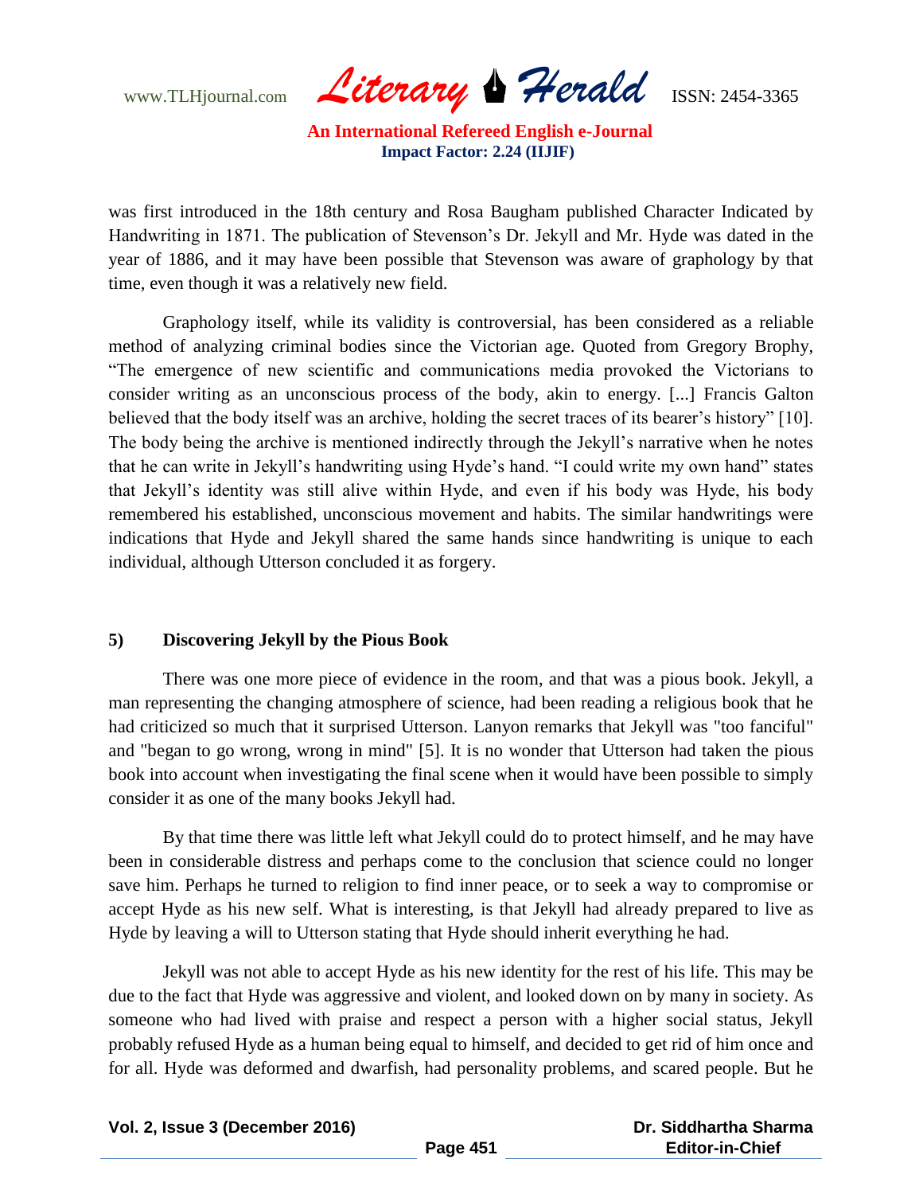was first introduced in the 18th century and Rosa Baugham published Character Indicated by Handwriting in 1871. The publication of Stevenson's Dr. Jekyll and Mr. Hyde was dated in the year of 1886, and it may have been possible that Stevenson was aware of graphology by that time, even though it was a relatively new field.

Graphology itself, while its validity is controversial, has been considered as a reliable method of analyzing criminal bodies since the Victorian age. Quoted from Gregory Brophy, "The emergence of new scientific and communications media provoked the Victorians to consider writing as an unconscious process of the body, akin to energy. [...] Francis Galton believed that the body itself was an archive, holding the secret traces of its bearer's history" [10]. The body being the archive is mentioned indirectly through the Jekyll's narrative when he notes that he can write in Jekyll's handwriting using Hyde's hand. "I could write my own hand" states that Jekyll's identity was still alive within Hyde, and even if his body was Hyde, his body remembered his established, unconscious movement and habits. The similar handwritings were indications that Hyde and Jekyll shared the same hands since handwriting is unique to each individual, although Utterson concluded it as forgery.

### 5) Discovering Jekyll by the Pious Book

There was one more piece of evidence in the room, and that was a pious book. Jekyll, a man representing the changing atmosphere of science, had been reading a religious book that he had criticized so much that it surprised Utterson. Lanyon remarks that Jekyll was "too fanciful" and "began to go wrong, wrong in mind" [5]. It is no wonder that Utterson had taken the pious book into account when investigating the final scene when it would have been possible to simply consider it as one of the many books Jekyll had.

By that time there was little left what Jekyll could do to protect himself, and he may have been in considerable distress and perhaps come to the conclusion that science could no longer save him. Perhaps he turned to religion to find inner peace, or to seek a way to compromise or accept Hyde as his new self. What is interesting, is that Jekyll had already prepared to live as Hyde by leaving a will to Utterson stating that Hyde should inherit everything he had.

Jekyll was not able to accept Hyde as his new identity for the rest of his life. This may be due to the fact that Hyde was aggressive and violent, and looked down on by many in society. As someone who had lived with praise and respect a person with a higher social status, Jekyll probably refused Hyde as a human being equal to himself, and decided to get rid of him once and for all. Hyde was deformed and dwarfish, had personality problems, and scared people. But he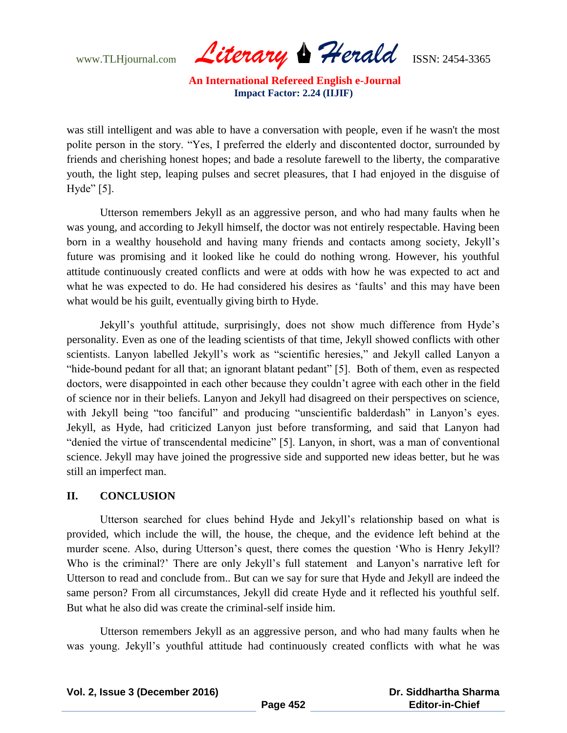was still intelligent and was able to have a conversation with people, even if he wasn't the most polite person in the story. "Yes, I preferred the elderly and discontented doctor, surrounded by friends and cherishing honest hopes; and bade a resolute farewell to the liberty, the comparative youth, the light step, leaping pulses and secret pleasures, that I had enjoyed in the disguise of Hyde" [5].

Utterson remembers Jekyll as an aggressive person, and who had many faults when he was young, and according to Jekyll himself, the doctor was not entirely respectable. Having been born in a wealthy household and having many friends and contacts among society, Jekyll's future was promising and it looked like he could do nothing wrong. However, his youthful attitude continuously created conflicts and were at odds with how he was expected to act and what he was expected to do. He had considered his desires as 'faults' and this may have been what would be his guilt, eventually giving birth to Hyde.

Jekyll's youthful attitude, surprisingly, does not show much difference from Hyde's personality. Even as one of the leading scientists of that time, Jekyll showed conflicts with other scientists. Lanyon labelled Jekyll's work as "scientific heresies," and Jekyll called Lanyon a "hide-bound pedant for all that; an ignorant blatant pedant" [5]. Both of them, even as respected doctors, were disappointed in each other because they couldn't agree with each other in the field of science nor in their beliefs. Lanyon and Jekyll had disagreed on their perspectives on science, with Jekyll being "too fanciful" and producing "unscientific balderdash" in Lanyon's eyes. Jekyll, as Hyde, had criticized Lanyon just before transforming, and said that Lanyon had "denied the virtue of transcendental medicine" [5]. Lanyon, in short, was a man of conventional science. Jekyll may have joined the progressive side and supported new ideas better, but he was still an imperfect man.

## II. CONCLUSION

Utterson searched for clues behind Hyde and Jekyll's relationship based on what is provided, which include the will, the house, the cheque, and the evidence left behind at the murder scene. Also, during Utterson's quest, there comes the question 'Who is Henry Jekyll? Who is the criminal?' There are only Jekyll's full statement and Lanyon's narrative left for Utterson to read and conclude from.. But can we say for sure that Hyde and Jekyll are indeed the same person? From all circumstances, Jekyll did create Hyde and it reflected his youthful self. But what he also did was create the criminal-self inside him.

Utterson remembers Jekyll as an aggressive person, and who had many faults when he was young. Jekyll's youthful attitude had continuously created conflicts with what he was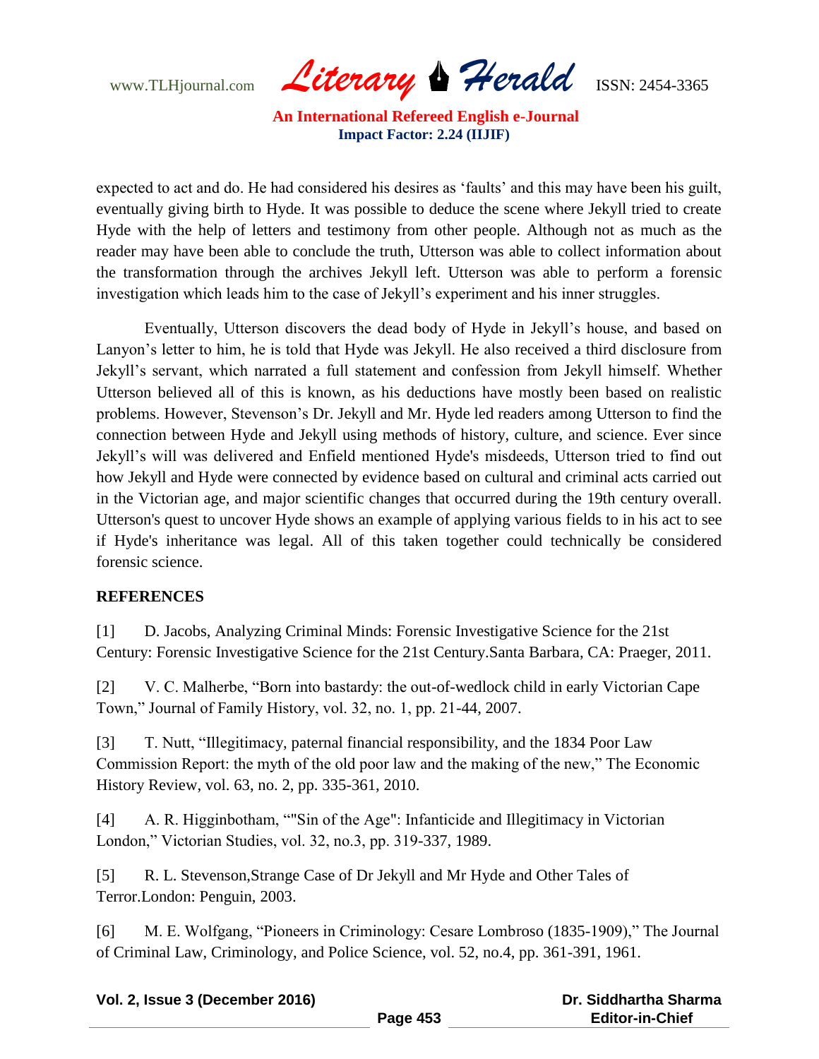expected to act and do. He had considered his desires as 'faults' and this may have been his guilt, eventually giving birth to Hyde. It was possible to deduce the scene where Jekyll tried to create Hyde with the help of letters and testimony from other people. Although not as much as the reader may have been able to conclude the truth, Utterson was able to collect information about the transformation through the archives Jekyll left. Utterson was able to perform a forensic investigation which leads him to the case of Jekyll's experiment and his inner struggles.

Eventually, Utterson discovers the dead body of Hyde in Jekyll's house, and based on Lanyon's letter to him, he is told that Hyde was Jekyll. He also received a third disclosure from Jekyll's servant, which narrated a full statement and confession from Jekyll himself. Whether Utterson believed all of this is known, as his deductions have mostly been based on realistic problems. However, Stevenson's Dr. Jekyll and Mr. Hyde led readers among Utterson to find the connection between Hyde and Jekyll using methods of history, culture, and science. Ever since Jekyll's will was delivered and Enfield mentioned Hyde's misdeeds, Utterson tried to find out how Jekyll and Hyde were connected by evidence based on cultural and criminal acts carried out in the Victorian age, and major scientific changes that occurred during the 19th century overall. Utterson's quest to uncover Hyde shows an example of applying various fields to in his act to see if Hyde's inheritance was legal. All of this taken together could technically be considered forensic science.

## REFERENCES

[1] D. Jacobs, Analyzing Criminal Minds: Forensic Investigative Science for the 21st Century: Forensic Investigative Science for the 21st Century.Santa Barbara, CA: Praeger, 2011.

[2] V. C. Malherbe, "Born into bastardy: the out-of-wedlock child in early Victorian Cape Town," Journal of Family History, vol. 32, no. 1, pp. 21-44, 2007.

[3] T. Nutt, "Illegitimacy, paternal financial responsibility, and the 1834 Poor Law Commission Report: the myth of the old poor law and the making of the new," The Economic History Review, vol. 63, no. 2, pp. 335-361, 2010.

[4] A. R. Higginbotham, ""Sin of the Age": Infanticide and Illegitimacy in Victorian London," Victorian Studies, vol. 32, no.3, pp. 319-337, 1989.

[5] R. L. Stevenson,Strange Case of Dr Jekyll and Mr Hyde and Other Tales of Terror.London: Penguin, 2003.

[6] M. E. Wolfgang, "Pioneers in Criminology: Cesare Lombroso (1835-1909)," The Journal of Criminal Law, Criminology, and Police Science, vol. 52, no.4, pp. 361-391, 1961.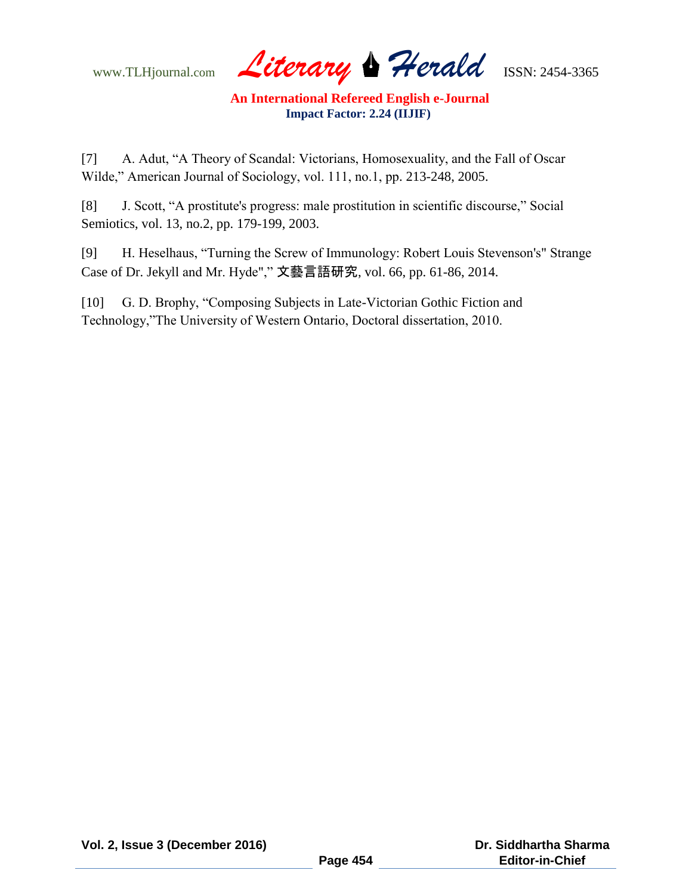[7] A. Adut, “A Theory of Scandal: Victorians, Homosexuality, and the Fall of Oscar Wilde,” American Journal of Sociology, vol. 111, no.1, pp. 213-248, 2005.

[8] J. Scott, “A prostitute's progress: male prostitution in scientific discourse,” Social Semiotics, vol. 13, no.2, pp. 179-199, 2003.

[9] H. Heselhaus, “Turning the Screw of Immunology: Robert Louis Stevenson's" Strange Case of Dr. Jekyll and Mr. Hyde",” 文藝言語研究, vol. 66, pp. 61-86, 2014.

[10] G. D. Brophy, “Composing Subjects in Late-Victorian Gothic Fiction and Technology,”The University of Western Ontario, Doctoral dissertation, 2010.